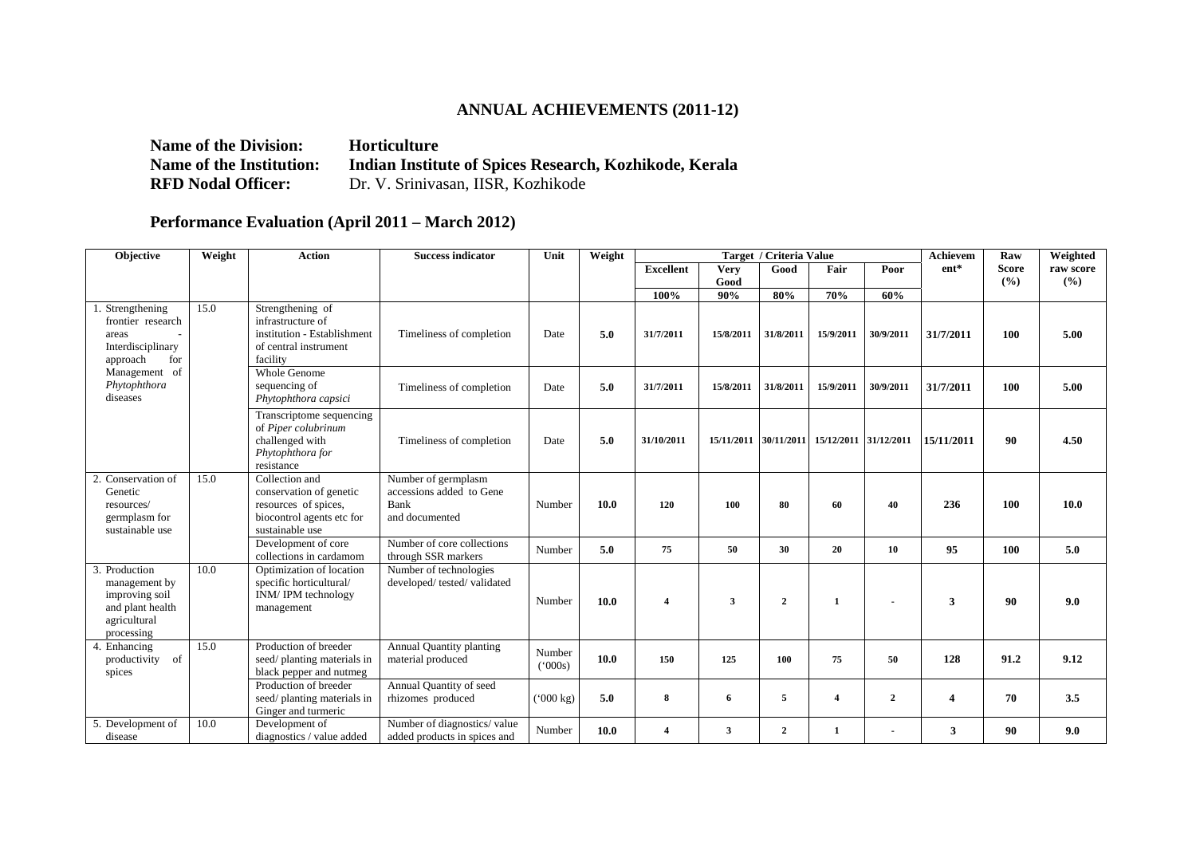## ANNUAL ACHIEVEMENTS (2011-12)

**Name of the Division:** **Horticulture**
**Name of the Institution:** **Indian Institute of Spices Research, Kozhikode, Kerala**
**RFD Nodal Officer:** Dr. V. Srinivasan, IISR, Kozhikode

## Performance Evaluation (April 2011 – March 2012)

| Objective | Weight | Action | Success indicator | Unit | Weight | Target / Criteria Value | | | | | Achievement* | Raw Score (%) | Weighted raw score (%) |
|---|---|---|---|---|---|---|---|---|---|---|---|---|---|
| | | | | | | Excellent | Very Good | Good | Fair | Poor | | | |
| | | | | | | 100% | 90% | 80% | 70% | 60% | | | |
| 1. Strengthening frontier research areas - Interdisciplinary approach for Management of *Phytophthora* diseases | 15.0 | Strengthening of infrastructure of institution - Establishment of central instrument facility | Timeliness of completion | Date | **5.0** | **31/7/2011** | **15/8/2011** | **31/8/2011** | **15/9/2011** | **30/9/2011** | **31/7/2011** | **100** | **5.00** |
| | | Whole Genome sequencing of *Phytophthora capsici* | Timeliness of completion | Date | **5.0** | **31/7/2011** | **15/8/2011** | **31/8/2011** | **15/9/2011** | **30/9/2011** | **31/7/2011** | **100** | **5.00** |
| | | Transcriptome sequencing of *Piper colubrinum* challenged with *Phytophthora for* resistance | Timeliness of completion | Date | **5.0** | **31/10/2011** | **15/11/2011** | **30/11/2011** | **15/12/2011** | **31/12/2011** | **15/11/2011** | **90** | **4.50** |
| 2. Conservation of Genetic resources/ germplasm for sustainable use | 15.0 | Collection and conservation of genetic resources of spices, biocontrol agents etc for sustainable use | Number of germplasm accessions added to Gene Bank and documented | Number | **10.0** | **120** | **100** | **80** | **60** | **40** | **236** | **100** | **10.0** |
| | | Development of core collections in cardamom | Number of core collections through SSR markers | Number | **5.0** | **75** | **50** | **30** | **20** | **10** | **95** | **100** | **5.0** |
| 3. Production management by improving soil and plant health agricultural processing | 10.0 | Optimization of location specific horticultural/ INM/ IPM technology management | Number of technologies developed/ tested/ validated | Number | **10.0** | **4** | **3** | **2** | **1** | - | **3** | **90** | **9.0** |
| 4. Enhancing productivity of spices | 15.0 | Production of breeder seed/ planting materials in black pepper and nutmeg | Annual Quantity planting material produced | Number ('000s) | **10.0** | **150** | **125** | **100** | **75** | **50** | **128** | **91.2** | **9.12** |
| | | Production of breeder seed/ planting materials in Ginger and turmeric | Annual Quantity of seed rhizomes produced | ('000 kg) | **5.0** | **8** | **6** | **5** | **4** | **2** | **4** | **70** | **3.5** |
| 5. Development of disease | 10.0 | Development of diagnostics / value added | Number of diagnostics/ value added products in spices and | Number | **10.0** | **4** | **3** | **2** | **1** | - | **3** | **90** | **9.0** |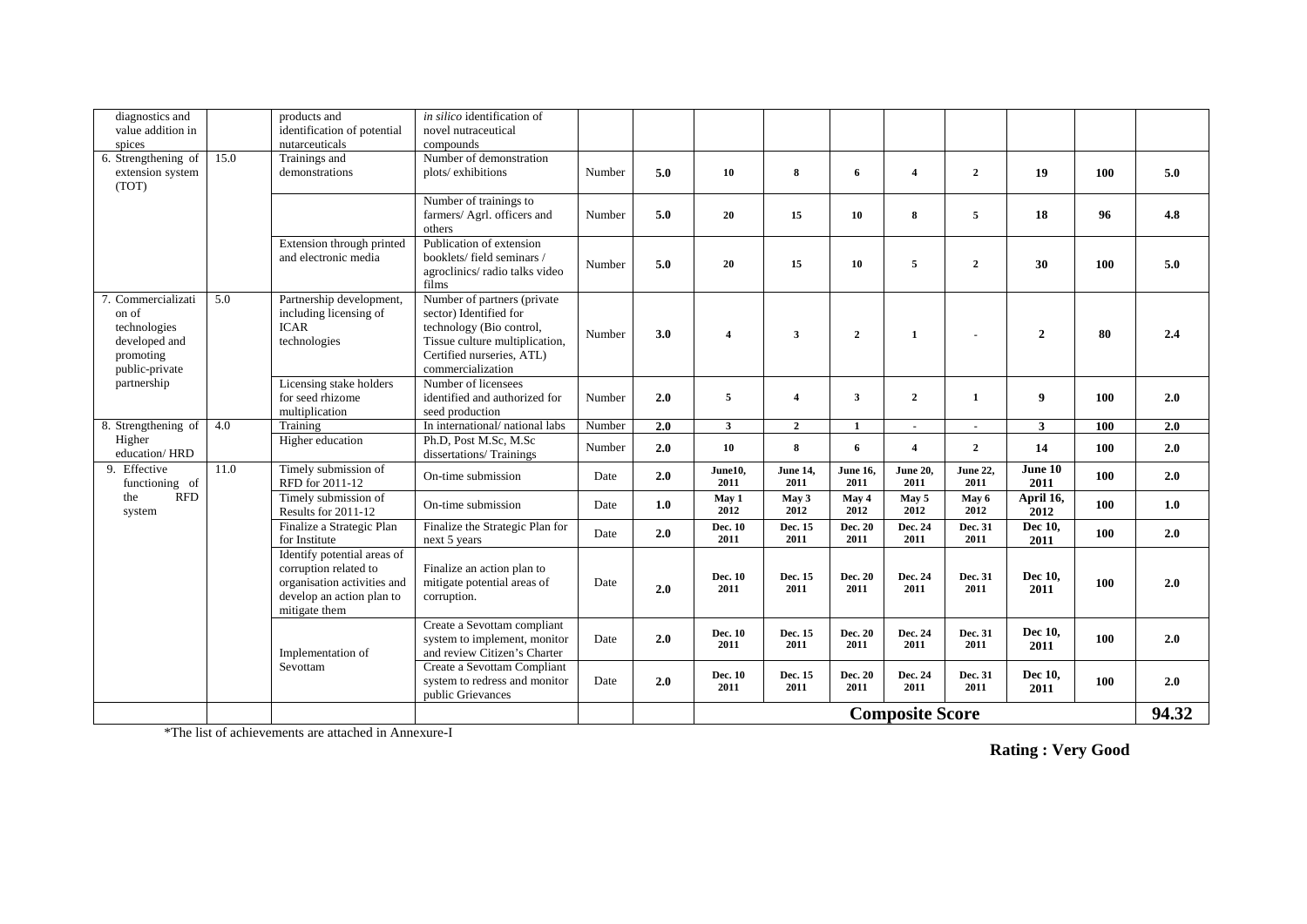| | | | | | | | | | | | | | |
|---|---|---|---|---|---|---|---|---|---|---|---|---|---|
| diagnostics and value addition in spices | | products and identification of potential nutraceuticals | *in silico* identification of novel nutraceutical compounds | | | | | | | | | | |
| 6. Strengthening of extension system (TOT) | 15.0 | Trainings and demonstrations | Number of demonstration plots/ exhibitions | Number | **5.0** | **10** | **8** | **6** | **4** | **2** | **19** | **100** | **5.0** |
| | | | Number of trainings to farmers/ Agrl. officers and others | Number | **5.0** | **20** | **15** | **10** | **8** | **5** | **18** | **96** | **4.8** |
| | | Extension through printed and electronic media | Publication of extension booklets/ field seminars / agroclinics/ radio talks video films | Number | **5.0** | **20** | **15** | **10** | **5** | **2** | **30** | **100** | **5.0** |
| 7. Commercialization of technologies developed and promoting public-private partnership | 5.0 | Partnership development, including licensing of ICAR technologies | Number of partners (private sector) Identified for technology (Bio control, Tissue culture multiplication, Certified nurseries, ATL) commercialization | Number | **3.0** | **4** | **3** | **2** | **1** | - | **2** | **80** | **2.4** |
| | | Licensing stake holders for seed rhizome multiplication | Number of licensees identified and authorized for seed production | Number | **2.0** | **5** | **4** | **3** | **2** | **1** | **9** | **100** | **2.0** |
| 8. Strengthening of Higher education/ HRD | 4.0 | Training | In international/ national labs | Number | **2.0** | **3** | **2** | **1** | - | - | **3** | **100** | **2.0** |
| | | Higher education | Ph.D, Post M.Sc, M.Sc dissertations/ Trainings | Number | **2.0** | **10** | **8** | **6** | **4** | **2** | **14** | **100** | **2.0** |
| 9. Effective functioning of the RFD system | 11.0 | Timely submission of RFD for 2011-12 | On-time submission | Date | **2.0** | **June10, 2011** | **June 14, 2011** | **June 16, 2011** | **June 20, 2011** | **June 22, 2011** | **June 10 2011** | **100** | **2.0** |
| | | Timely submission of Results for 2011-12 | On-time submission | Date | **1.0** | **May 1 2012** | **May 3 2012** | **May 4 2012** | **May 5 2012** | **May 6 2012** | **April 16, 2012** | **100** | **1.0** |
| | | Finalize a Strategic Plan for Institute | Finalize the Strategic Plan for next 5 years | Date | **2.0** | **Dec. 10 2011** | **Dec. 15 2011** | **Dec. 20 2011** | **Dec. 24 2011** | **Dec. 31 2011** | **Dec 10, 2011** | **100** | **2.0** |
| | | Identify potential areas of corruption related to organisation activities and develop an action plan to mitigate them | Finalize an action plan to mitigate potential areas of corruption. | Date | **2.0** | **Dec. 10 2011** | **Dec. 15 2011** | **Dec. 20 2011** | **Dec. 24 2011** | **Dec. 31 2011** | **Dec 10, 2011** | **100** | **2.0** |
| | | Implementation of Sevottam | Create a Sevottam compliant system to implement, monitor and review Citizen's Charter | Date | **2.0** | **Dec. 10 2011** | **Dec. 15 2011** | **Dec. 20 2011** | **Dec. 24 2011** | **Dec. 31 2011** | **Dec 10, 2011** | **100** | **2.0** |
| | | | Create a Sevottam Compliant system to redress and monitor public Grievances | Date | **2.0** | **Dec. 10 2011** | **Dec. 15 2011** | **Dec. 20 2011** | **Dec. 24 2011** | **Dec. 31 2011** | **Dec 10, 2011** | **100** | **2.0** |
| | | | | | | **Composite Score** | | | | | | | **94.32** |

*The list of achievements are attached in Annexure-I

**Rating : Very Good**